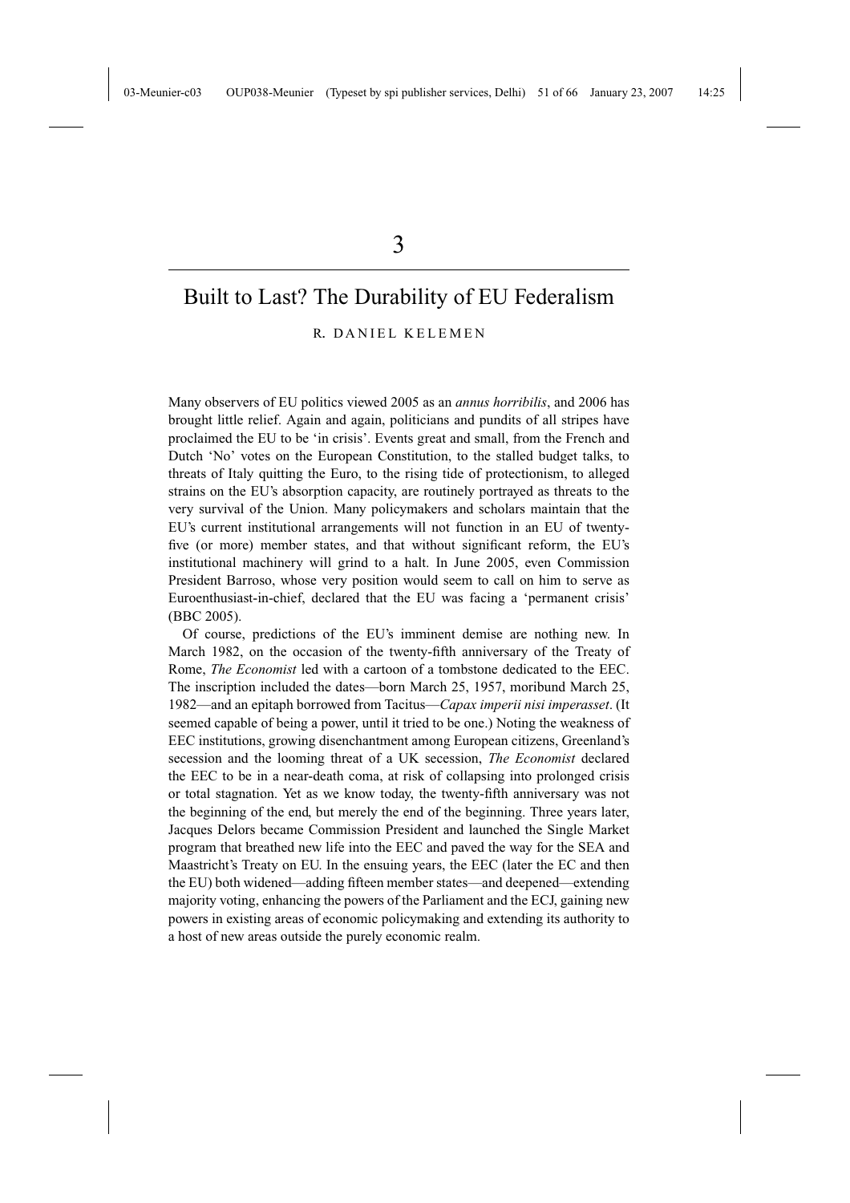# 3

## Built to Last? The Durability of EU Federalism

R. DANIEL KELEMEN

Many observers of EU politics viewed 2005 as an *annus horribilis*, and 2006 has brought little relief. Again and again, politicians and pundits of all stripes have proclaimed the EU to be 'in crisis'. Events great and small, from the French and Dutch 'No' votes on the European Constitution, to the stalled budget talks, to threats of Italy quitting the Euro, to the rising tide of protectionism, to alleged strains on the EU's absorption capacity, are routinely portrayed as threats to the very survival of the Union. Many policymakers and scholars maintain that the EU's current institutional arrangements will not function in an EU of twenty-five (or more) member states, and that without significant reform, the EU's institutional machinery will grind to a halt. In June 2005, even Commission President Barroso, whose very position would seem to call on him to serve as Euroenthusiast-in-chief, declared that the EU was facing a 'permanent crisis' (BBC 2005).

Of course, predictions of the EU's imminent demise are nothing new. In March 1982, on the occasion of the twenty-fifth anniversary of the Treaty of Rome, *The Economist* led with a cartoon of a tombstone dedicated to the EEC. The inscription included the dates—born March 25, 1957, moribund March 25, 1982—and an epitaph borrowed from Tacitus—*Capax imperii nisi imperasset*. (It seemed capable of being a power, until it tried to be one.) Noting the weakness of EEC institutions, growing disenchantment among European citizens, Greenland's secession and the looming threat of a UK secession, *The Economist* declared the EEC to be in a near-death coma, at risk of collapsing into prolonged crisis or total stagnation. Yet as we know today, the twenty-fifth anniversary was not the beginning of the end, but merely the end of the beginning. Three years later, Jacques Delors became Commission President and launched the Single Market program that breathed new life into the EEC and paved the way for the SEA and Maastricht's Treaty on EU. In the ensuing years, the EEC (later the EC and then the EU) both widened—adding fifteen member states—and deepened—extending majority voting, enhancing the powers of the Parliament and the ECJ, gaining new powers in existing areas of economic policymaking and extending its authority to a host of new areas outside the purely economic realm.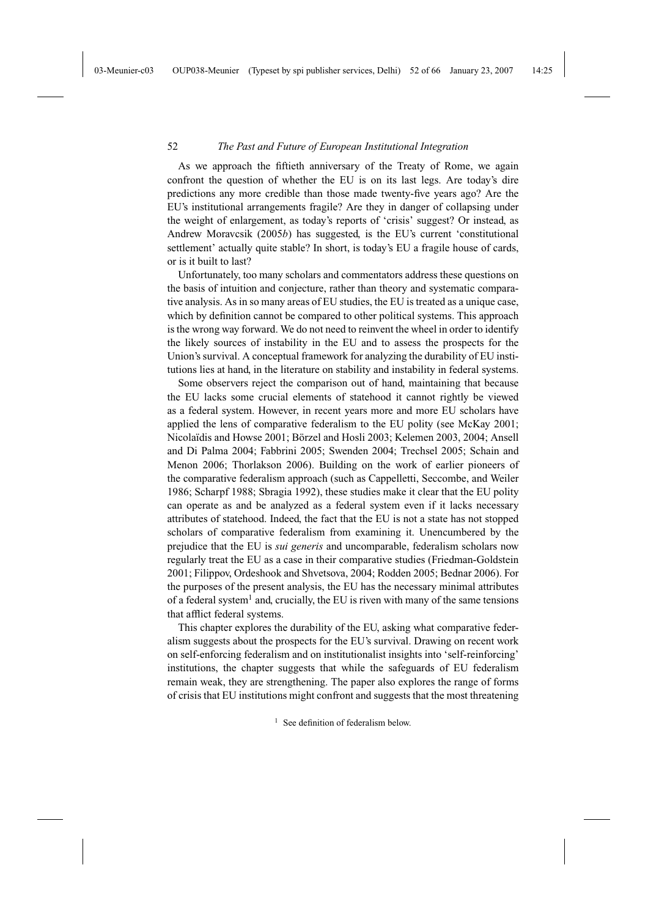As we approach the fiftieth anniversary of the Treaty of Rome, we again confront the question of whether the EU is on its last legs. Are today's dire predictions any more credible than those made twenty-five years ago? Are the EU's institutional arrangements fragile? Are they in danger of collapsing under the weight of enlargement, as today's reports of 'crisis' suggest? Or instead, as Andrew Moravcsik (2005*b*) has suggested, is the EU's current 'constitutional settlement' actually quite stable? In short, is today's EU a fragile house of cards, or is it built to last?

Unfortunately, too many scholars and commentators address these questions on the basis of intuition and conjecture, rather than theory and systematic comparative analysis. As in so many areas of EU studies, the EU is treated as a unique case, which by definition cannot be compared to other political systems. This approach is the wrong way forward. We do not need to reinvent the wheel in order to identify the likely sources of instability in the EU and to assess the prospects for the Union's survival. A conceptual framework for analyzing the durability of EU institutions lies at hand, in the literature on stability and instability in federal systems.

Some observers reject the comparison out of hand, maintaining that because the EU lacks some crucial elements of statehood it cannot rightly be viewed as a federal system. However, in recent years more and more EU scholars have applied the lens of comparative federalism to the EU polity (see McKay 2001; Nicolaïdis and Howse 2001; Börzel and Hosli 2003; Kelemen 2003, 2004; Ansell and Di Palma 2004; Fabbrini 2005; Swenden 2004; Trechsel 2005; Schain and Menon 2006; Thorlakson 2006). Building on the work of earlier pioneers of the comparative federalism approach (such as Cappelletti, Seccombe, and Weiler 1986; Scharpf 1988; Sbragia 1992), these studies make it clear that the EU polity can operate as and be analyzed as a federal system even if it lacks necessary attributes of statehood. Indeed, the fact that the EU is not a state has not stopped scholars of comparative federalism from examining it. Unencumbered by the prejudice that the EU is *sui generis* and uncomparable, federalism scholars now regularly treat the EU as a case in their comparative studies (Friedman-Goldstein 2001; Filippov, Ordeshook and Shvetsova, 2004; Rodden 2005; Bednar 2006). For the purposes of the present analysis, the EU has the necessary minimal attributes of a federal system[1] and, crucially, the EU is riven with many of the same tensions that afflict federal systems.

This chapter explores the durability of the EU, asking what comparative federalism suggests about the prospects for the EU's survival. Drawing on recent work on self-enforcing federalism and on institutionalist insights into 'self-reinforcing' institutions, the chapter suggests that while the safeguards of EU federalism remain weak, they are strengthening. The paper also explores the range of forms of crisis that EU institutions might confront and suggests that the most threatening

[1] See definition of federalism below.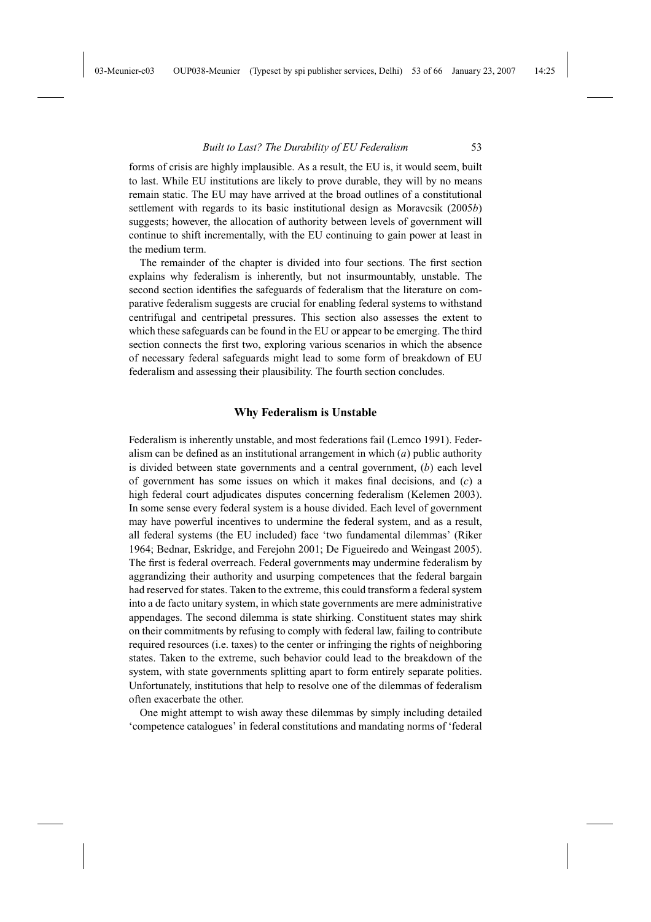forms of crisis are highly implausible. As a result, the EU is, it would seem, built to last. While EU institutions are likely to prove durable, they will by no means remain static. The EU may have arrived at the broad outlines of a constitutional settlement with regards to its basic institutional design as Moravcsik (2005*b*) suggests; however, the allocation of authority between levels of government will continue to shift incrementally, with the EU continuing to gain power at least in the medium term.

The remainder of the chapter is divided into four sections. The first section explains why federalism is inherently, but not insurmountably, unstable. The second section identifies the safeguards of federalism that the literature on comparative federalism suggests are crucial for enabling federal systems to withstand centrifugal and centripetal pressures. This section also assesses the extent to which these safeguards can be found in the EU or appear to be emerging. The third section connects the first two, exploring various scenarios in which the absence of necessary federal safeguards might lead to some form of breakdown of EU federalism and assessing their plausibility. The fourth section concludes.

## Why Federalism is Unstable

Federalism is inherently unstable, and most federations fail (Lemco 1991). Federalism can be defined as an institutional arrangement in which (*a*) public authority is divided between state governments and a central government, (*b*) each level of government has some issues on which it makes final decisions, and (*c*) a high federal court adjudicates disputes concerning federalism (Kelemen 2003). In some sense every federal system is a house divided. Each level of government may have powerful incentives to undermine the federal system, and as a result, all federal systems (the EU included) face 'two fundamental dilemmas' (Riker 1964; Bednar, Eskridge, and Ferejohn 2001; De Figueiredo and Weingast 2005). The first is federal overreach. Federal governments may undermine federalism by aggrandizing their authority and usurping competences that the federal bargain had reserved for states. Taken to the extreme, this could transform a federal system into a de facto unitary system, in which state governments are mere administrative appendages. The second dilemma is state shirking. Constituent states may shirk on their commitments by refusing to comply with federal law, failing to contribute required resources (i.e. taxes) to the center or infringing the rights of neighboring states. Taken to the extreme, such behavior could lead to the breakdown of the system, with state governments splitting apart to form entirely separate polities. Unfortunately, institutions that help to resolve one of the dilemmas of federalism often exacerbate the other.

One might attempt to wish away these dilemmas by simply including detailed 'competence catalogues' in federal constitutions and mandating norms of 'federal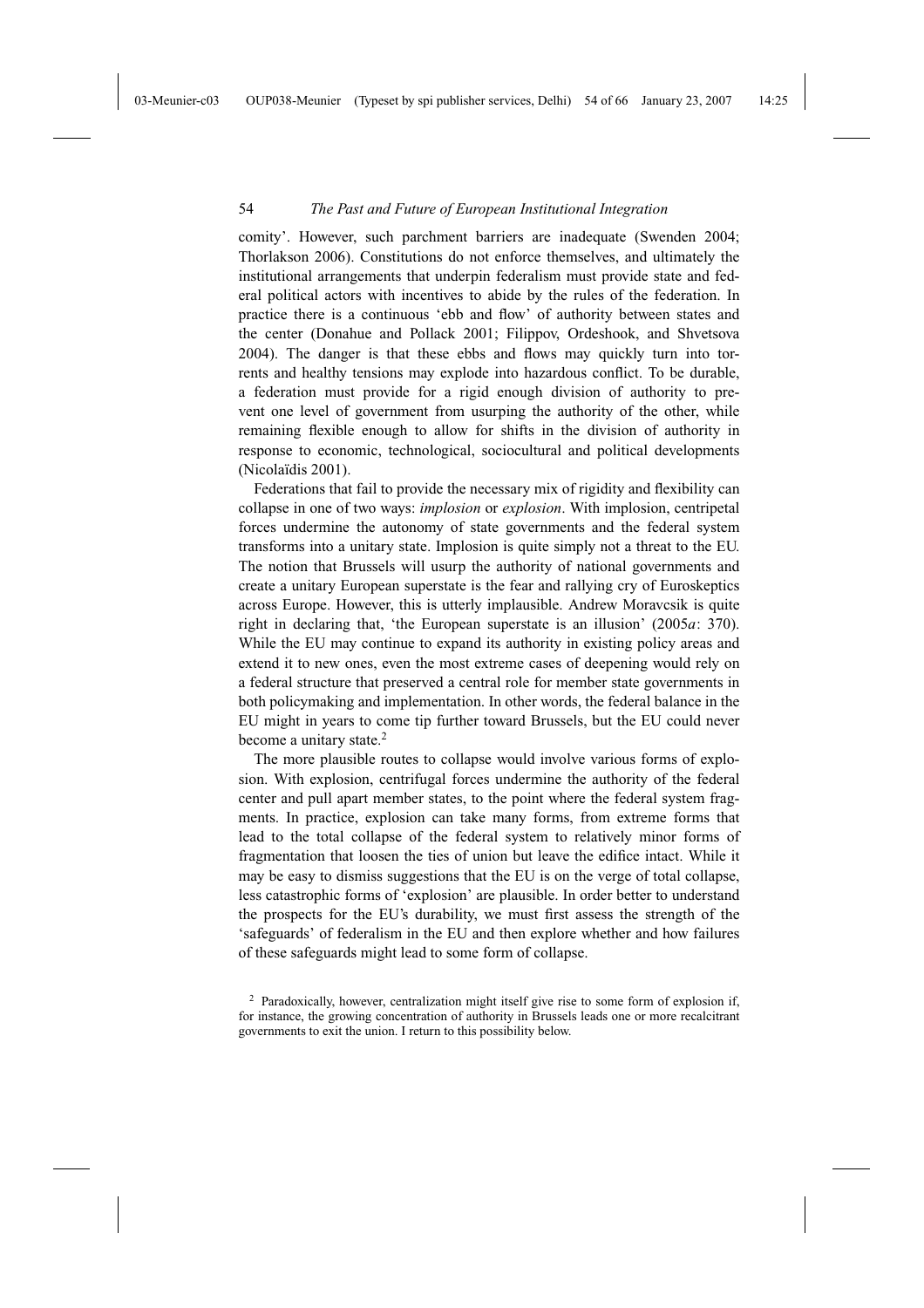comity'. However, such parchment barriers are inadequate (Swenden 2004; Thorlakson 2006). Constitutions do not enforce themselves, and ultimately the institutional arrangements that underpin federalism must provide state and federal political actors with incentives to abide by the rules of the federation. In practice there is a continuous 'ebb and flow' of authority between states and the center (Donahue and Pollack 2001; Filippov, Ordeshook, and Shvetsova 2004). The danger is that these ebbs and flows may quickly turn into torrents and healthy tensions may explode into hazardous conflict. To be durable, a federation must provide for a rigid enough division of authority to prevent one level of government from usurping the authority of the other, while remaining flexible enough to allow for shifts in the division of authority in response to economic, technological, sociocultural and political developments (Nicolaïdis 2001).

Federations that fail to provide the necessary mix of rigidity and flexibility can collapse in one of two ways: *implosion* or *explosion*. With implosion, centripetal forces undermine the autonomy of state governments and the federal system transforms into a unitary state. Implosion is quite simply not a threat to the EU. The notion that Brussels will usurp the authority of national governments and create a unitary European superstate is the fear and rallying cry of Euroskeptics across Europe. However, this is utterly implausible. Andrew Moravcsik is quite right in declaring that, 'the European superstate is an illusion' (2005*a*: 370). While the EU may continue to expand its authority in existing policy areas and extend it to new ones, even the most extreme cases of deepening would rely on a federal structure that preserved a central role for member state governments in both policymaking and implementation. In other words, the federal balance in the EU might in years to come tip further toward Brussels, but the EU could never become a unitary state.[2]

The more plausible routes to collapse would involve various forms of explosion. With explosion, centrifugal forces undermine the authority of the federal center and pull apart member states, to the point where the federal system fragments. In practice, explosion can take many forms, from extreme forms that lead to the total collapse of the federal system to relatively minor forms of fragmentation that loosen the ties of union but leave the edifice intact. While it may be easy to dismiss suggestions that the EU is on the verge of total collapse, less catastrophic forms of 'explosion' are plausible. In order better to understand the prospects for the EU's durability, we must first assess the strength of the 'safeguards' of federalism in the EU and then explore whether and how failures of these safeguards might lead to some form of collapse.

[2] Paradoxically, however, centralization might itself give rise to some form of explosion if, for instance, the growing concentration of authority in Brussels leads one or more recalcitrant governments to exit the union. I return to this possibility below.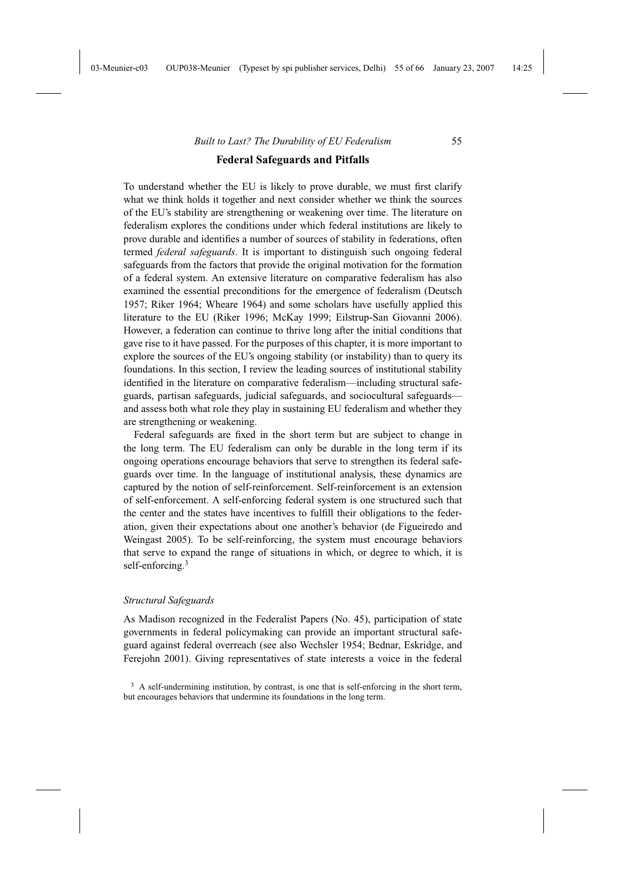## Federal Safeguards and Pitfalls

To understand whether the EU is likely to prove durable, we must first clarify what we think holds it together and next consider whether we think the sources of the EU's stability are strengthening or weakening over time. The literature on federalism explores the conditions under which federal institutions are likely to prove durable and identifies a number of sources of stability in federations, often termed *federal safeguards*. It is important to distinguish such ongoing federal safeguards from the factors that provide the original motivation for the formation of a federal system. An extensive literature on comparative federalism has also examined the essential preconditions for the emergence of federalism (Deutsch 1957; Riker 1964; Wheare 1964) and some scholars have usefully applied this literature to the EU (Riker 1996; McKay 1999; Eilstrup-San Giovanni 2006). However, a federation can continue to thrive long after the initial conditions that gave rise to it have passed. For the purposes of this chapter, it is more important to explore the sources of the EU's ongoing stability (or instability) than to query its foundations. In this section, I review the leading sources of institutional stability identified in the literature on comparative federalism—including structural safeguards, partisan safeguards, judicial safeguards, and sociocultural safeguards—and assess both what role they play in sustaining EU federalism and whether they are strengthening or weakening.

Federal safeguards are fixed in the short term but are subject to change in the long term. The EU federalism can only be durable in the long term if its ongoing operations encourage behaviors that serve to strengthen its federal safeguards over time. In the language of institutional analysis, these dynamics are captured by the notion of self-reinforcement. Self-reinforcement is an extension of self-enforcement. A self-enforcing federal system is one structured such that the center and the states have incentives to fulfill their obligations to the federation, given their expectations about one another's behavior (de Figueiredo and Weingast 2005). To be self-reinforcing, the system must encourage behaviors that serve to expand the range of situations in which, or degree to which, it is self-enforcing.[3]

### *Structural Safeguards*

As Madison recognized in the Federalist Papers (No. 45), participation of state governments in federal policymaking can provide an important structural safeguard against federal overreach (see also Wechsler 1954; Bednar, Eskridge, and Ferejohn 2001). Giving representatives of state interests a voice in the federal

[3] A self-undermining institution, by contrast, is one that is self-enforcing in the short term, but encourages behaviors that undermine its foundations in the long term.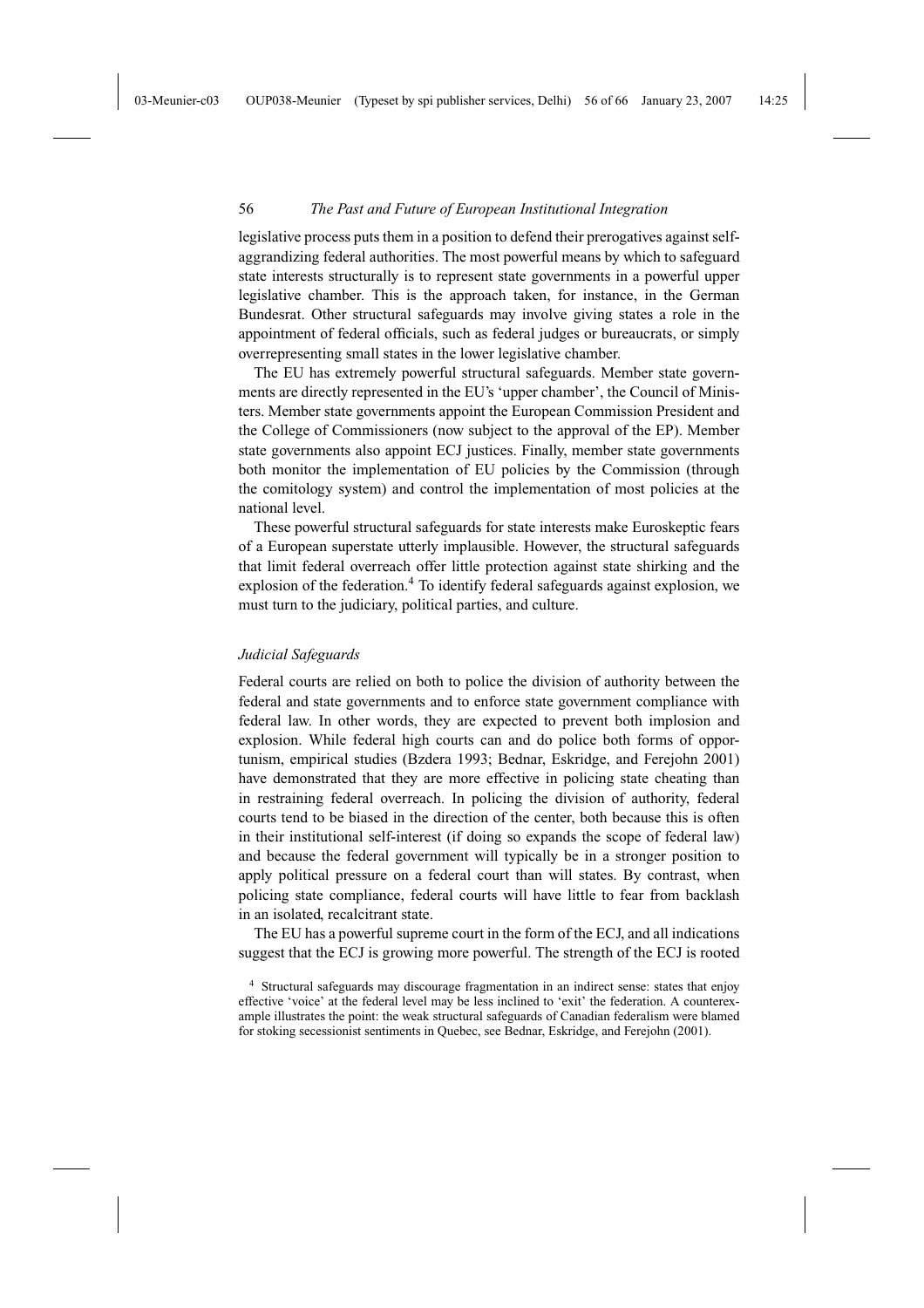legislative process puts them in a position to defend their prerogatives against self-aggrandizing federal authorities. The most powerful means by which to safeguard state interests structurally is to represent state governments in a powerful upper legislative chamber. This is the approach taken, for instance, in the German Bundesrat. Other structural safeguards may involve giving states a role in the appointment of federal officials, such as federal judges or bureaucrats, or simply overrepresenting small states in the lower legislative chamber.

The EU has extremely powerful structural safeguards. Member state governments are directly represented in the EU's 'upper chamber', the Council of Ministers. Member state governments appoint the European Commission President and the College of Commissioners (now subject to the approval of the EP). Member state governments also appoint ECJ justices. Finally, member state governments both monitor the implementation of EU policies by the Commission (through the comitology system) and control the implementation of most policies at the national level.

These powerful structural safeguards for state interests make Euroskeptic fears of a European superstate utterly implausible. However, the structural safeguards that limit federal overreach offer little protection against state shirking and the explosion of the federation.[4] To identify federal safeguards against explosion, we must turn to the judiciary, political parties, and culture.

### *Judicial Safeguards*

Federal courts are relied on both to police the division of authority between the federal and state governments and to enforce state government compliance with federal law. In other words, they are expected to prevent both implosion and explosion. While federal high courts can and do police both forms of opportunism, empirical studies (Bzdera 1993; Bednar, Eskridge, and Ferejohn 2001) have demonstrated that they are more effective in policing state cheating than in restraining federal overreach. In policing the division of authority, federal courts tend to be biased in the direction of the center, both because this is often in their institutional self-interest (if doing so expands the scope of federal law) and because the federal government will typically be in a stronger position to apply political pressure on a federal court than will states. By contrast, when policing state compliance, federal courts will have little to fear from backlash in an isolated, recalcitrant state.

The EU has a powerful supreme court in the form of the ECJ, and all indications suggest that the ECJ is growing more powerful. The strength of the ECJ is rooted

[4] Structural safeguards may discourage fragmentation in an indirect sense: states that enjoy effective 'voice' at the federal level may be less inclined to 'exit' the federation. A counterexample illustrates the point: the weak structural safeguards of Canadian federalism were blamed for stoking secessionist sentiments in Quebec, see Bednar, Eskridge, and Ferejohn (2001).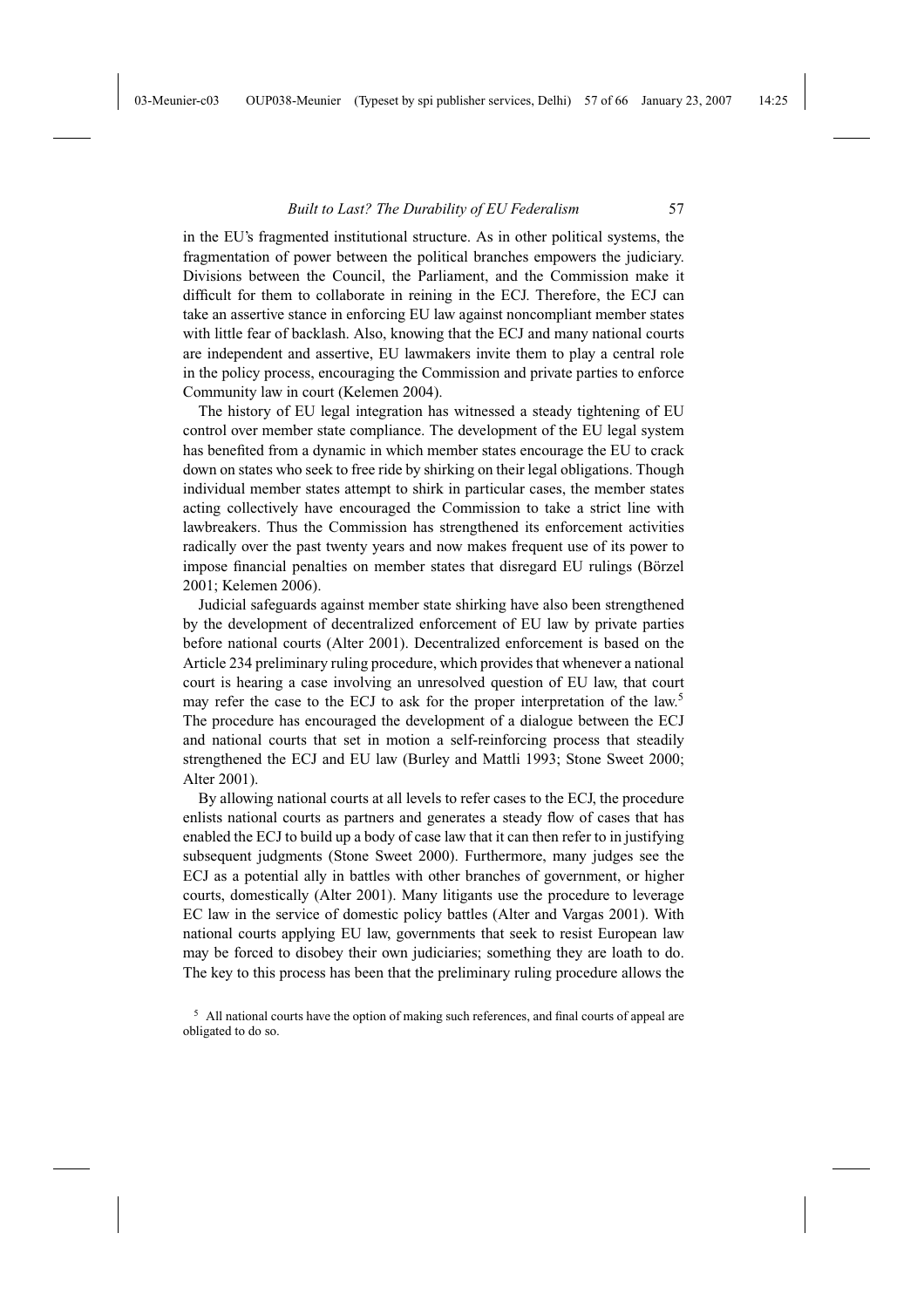in the EU's fragmented institutional structure. As in other political systems, the fragmentation of power between the political branches empowers the judiciary. Divisions between the Council, the Parliament, and the Commission make it difficult for them to collaborate in reining in the ECJ. Therefore, the ECJ can take an assertive stance in enforcing EU law against noncompliant member states with little fear of backlash. Also, knowing that the ECJ and many national courts are independent and assertive, EU lawmakers invite them to play a central role in the policy process, encouraging the Commission and private parties to enforce Community law in court (Kelemen 2004).

The history of EU legal integration has witnessed a steady tightening of EU control over member state compliance. The development of the EU legal system has benefited from a dynamic in which member states encourage the EU to crack down on states who seek to free ride by shirking on their legal obligations. Though individual member states attempt to shirk in particular cases, the member states acting collectively have encouraged the Commission to take a strict line with lawbreakers. Thus the Commission has strengthened its enforcement activities radically over the past twenty years and now makes frequent use of its power to impose financial penalties on member states that disregard EU rulings (Börzel 2001; Kelemen 2006).

Judicial safeguards against member state shirking have also been strengthened by the development of decentralized enforcement of EU law by private parties before national courts (Alter 2001). Decentralized enforcement is based on the Article 234 preliminary ruling procedure, which provides that whenever a national court is hearing a case involving an unresolved question of EU law, that court may refer the case to the ECJ to ask for the proper interpretation of the law.[5] The procedure has encouraged the development of a dialogue between the ECJ and national courts that set in motion a self-reinforcing process that steadily strengthened the ECJ and EU law (Burley and Mattli 1993; Stone Sweet 2000; Alter 2001).

By allowing national courts at all levels to refer cases to the ECJ, the procedure enlists national courts as partners and generates a steady flow of cases that has enabled the ECJ to build up a body of case law that it can then refer to in justifying subsequent judgments (Stone Sweet 2000). Furthermore, many judges see the ECJ as a potential ally in battles with other branches of government, or higher courts, domestically (Alter 2001). Many litigants use the procedure to leverage EC law in the service of domestic policy battles (Alter and Vargas 2001). With national courts applying EU law, governments that seek to resist European law may be forced to disobey their own judiciaries; something they are loath to do. The key to this process has been that the preliminary ruling procedure allows the

[5] All national courts have the option of making such references, and final courts of appeal are obligated to do so.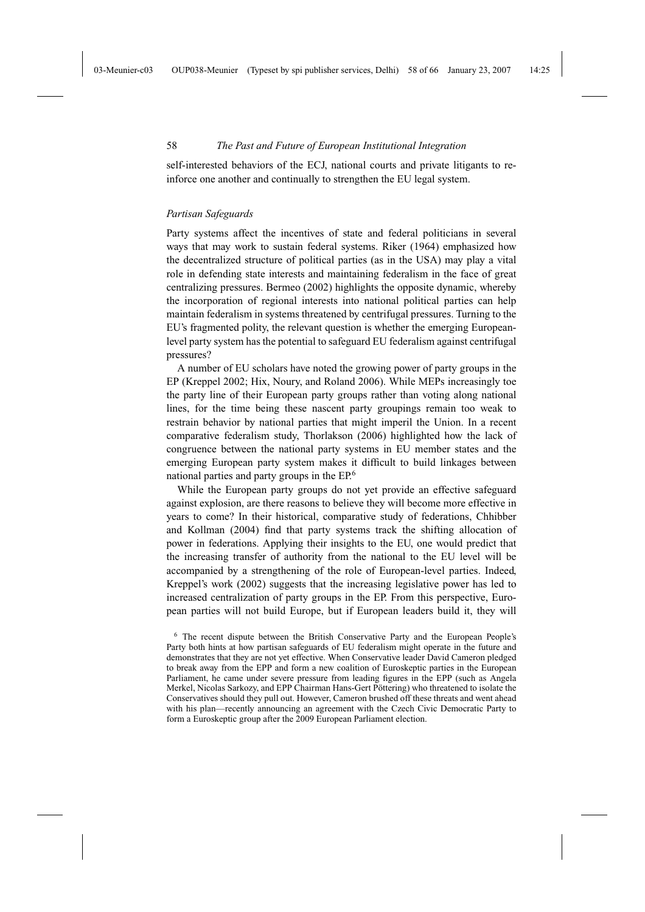self-interested behaviors of the ECJ, national courts and private litigants to reinforce one another and continually to strengthen the EU legal system.

### *Partisan Safeguards*

Party systems affect the incentives of state and federal politicians in several ways that may work to sustain federal systems. Riker (1964) emphasized how the decentralized structure of political parties (as in the USA) may play a vital role in defending state interests and maintaining federalism in the face of great centralizing pressures. Bermeo (2002) highlights the opposite dynamic, whereby the incorporation of regional interests into national political parties can help maintain federalism in systems threatened by centrifugal pressures. Turning to the EU's fragmented polity, the relevant question is whether the emerging European-level party system has the potential to safeguard EU federalism against centrifugal pressures?

A number of EU scholars have noted the growing power of party groups in the EP (Kreppel 2002; Hix, Noury, and Roland 2006). While MEPs increasingly toe the party line of their European party groups rather than voting along national lines, for the time being these nascent party groupings remain too weak to restrain behavior by national parties that might imperil the Union. In a recent comparative federalism study, Thorlakson (2006) highlighted how the lack of congruence between the national party systems in EU member states and the emerging European party system makes it difficult to build linkages between national parties and party groups in the EP.[6]

While the European party groups do not yet provide an effective safeguard against explosion, are there reasons to believe they will become more effective in years to come? In their historical, comparative study of federations, Chhibber and Kollman (2004) find that party systems track the shifting allocation of power in federations. Applying their insights to the EU, one would predict that the increasing transfer of authority from the national to the EU level will be accompanied by a strengthening of the role of European-level parties. Indeed, Kreppel's work (2002) suggests that the increasing legislative power has led to increased centralization of party groups in the EP. From this perspective, European parties will not build Europe, but if European leaders build it, they will

[6] The recent dispute between the British Conservative Party and the European People's Party both hints at how partisan safeguards of EU federalism might operate in the future and demonstrates that they are not yet effective. When Conservative leader David Cameron pledged to break away from the EPP and form a new coalition of Euroskeptic parties in the European Parliament, he came under severe pressure from leading figures in the EPP (such as Angela Merkel, Nicolas Sarkozy, and EPP Chairman Hans-Gert Pöttering) who threatened to isolate the Conservatives should they pull out. However, Cameron brushed off these threats and went ahead with his plan—recently announcing an agreement with the Czech Civic Democratic Party to form a Euroskeptic group after the 2009 European Parliament election.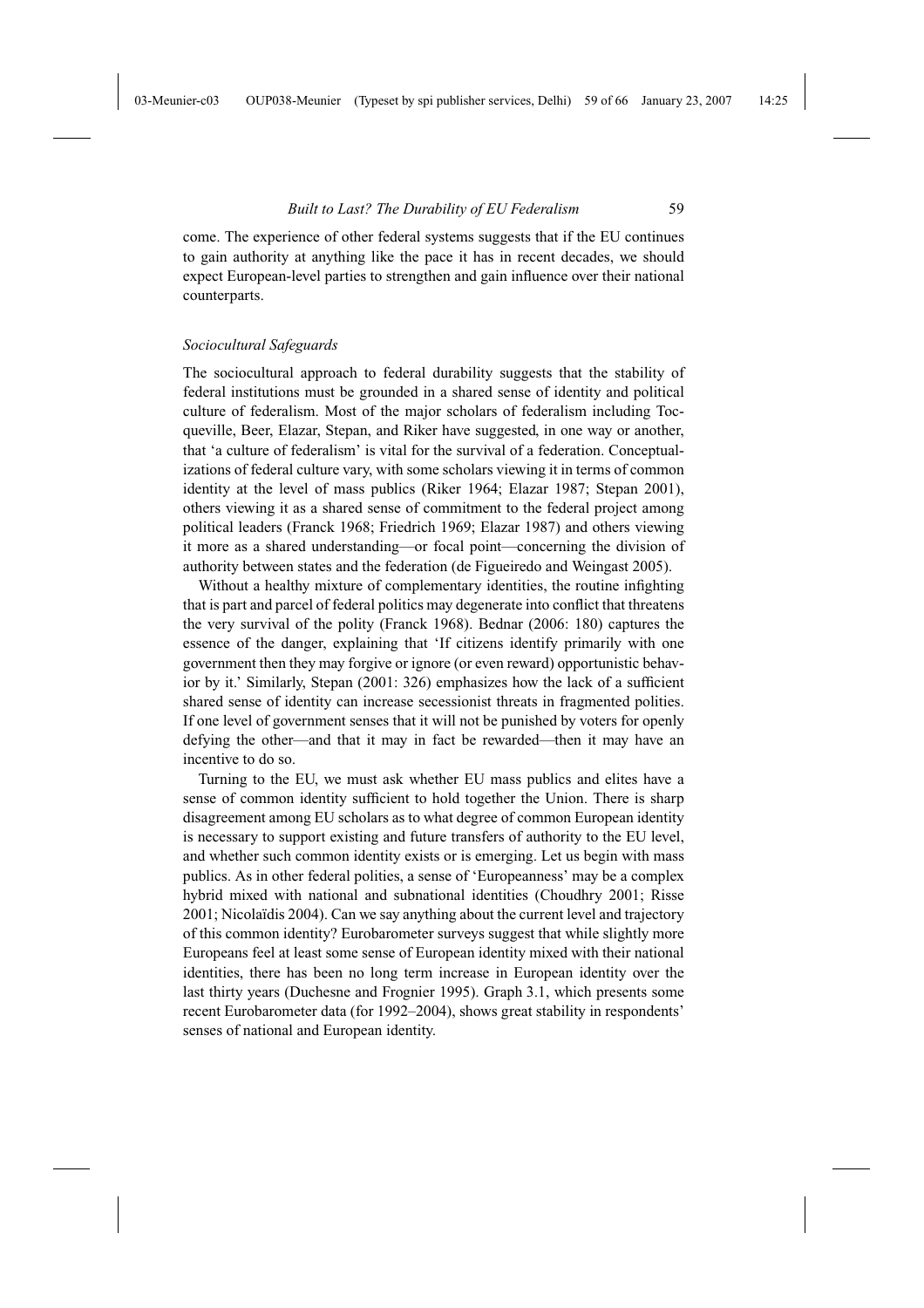come. The experience of other federal systems suggests that if the EU continues to gain authority at anything like the pace it has in recent decades, we should expect European-level parties to strengthen and gain influence over their national counterparts.

### *Sociocultural Safeguards*

The sociocultural approach to federal durability suggests that the stability of federal institutions must be grounded in a shared sense of identity and political culture of federalism. Most of the major scholars of federalism including Tocqueville, Beer, Elazar, Stepan, and Riker have suggested, in one way or another, that 'a culture of federalism' is vital for the survival of a federation. Conceptualizations of federal culture vary, with some scholars viewing it in terms of common identity at the level of mass publics (Riker 1964; Elazar 1987; Stepan 2001), others viewing it as a shared sense of commitment to the federal project among political leaders (Franck 1968; Friedrich 1969; Elazar 1987) and others viewing it more as a shared understanding—or focal point—concerning the division of authority between states and the federation (de Figueiredo and Weingast 2005).

Without a healthy mixture of complementary identities, the routine infighting that is part and parcel of federal politics may degenerate into conflict that threatens the very survival of the polity (Franck 1968). Bednar (2006: 180) captures the essence of the danger, explaining that 'If citizens identify primarily with one government then they may forgive or ignore (or even reward) opportunistic behavior by it.' Similarly, Stepan (2001: 326) emphasizes how the lack of a sufficient shared sense of identity can increase secessionist threats in fragmented polities. If one level of government senses that it will not be punished by voters for openly defying the other—and that it may in fact be rewarded—then it may have an incentive to do so.

Turning to the EU, we must ask whether EU mass publics and elites have a sense of common identity sufficient to hold together the Union. There is sharp disagreement among EU scholars as to what degree of common European identity is necessary to support existing and future transfers of authority to the EU level, and whether such common identity exists or is emerging. Let us begin with mass publics. As in other federal polities, a sense of 'Europeanness' may be a complex hybrid mixed with national and subnational identities (Choudhry 2001; Risse 2001; Nicolaïdis 2004). Can we say anything about the current level and trajectory of this common identity? Eurobarometer surveys suggest that while slightly more Europeans feel at least some sense of European identity mixed with their national identities, there has been no long term increase in European identity over the last thirty years (Duchesne and Frognier 1995). Graph 3.1, which presents some recent Eurobarometer data (for 1992–2004), shows great stability in respondents' senses of national and European identity.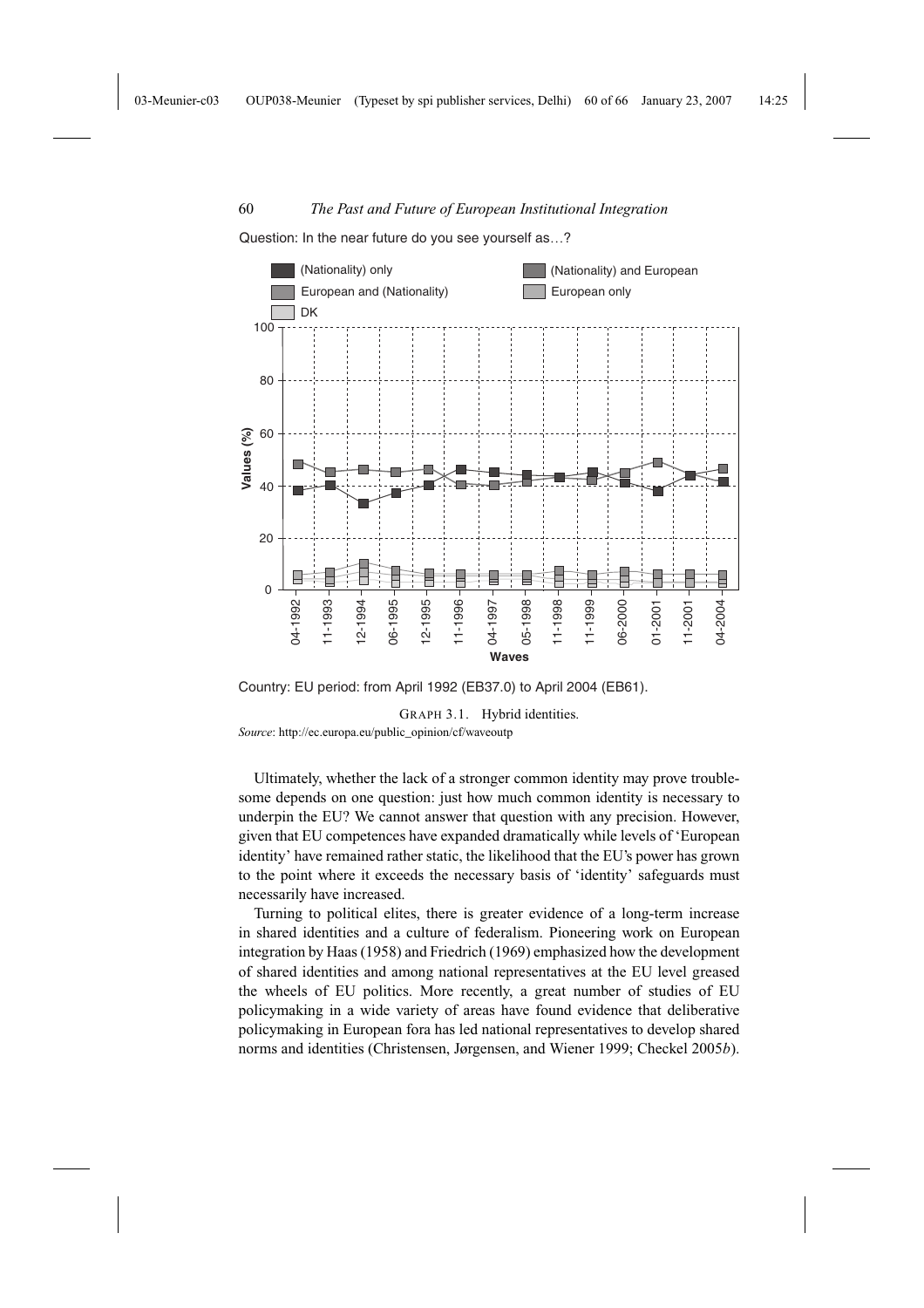Question: In the near future do you see yourself as…?

Country: EU period: from April 1992 (EB37.0) to April 2004 (EB61).

GRAPH 3.1. Hybrid identities.

*Source*: http://ec.europa.eu/public_opinion/cf/waveoutp

Ultimately, whether the lack of a stronger common identity may prove troublesome depends on one question: just how much common identity is necessary to underpin the EU? We cannot answer that question with any precision. However, given that EU competences have expanded dramatically while levels of 'European identity' have remained rather static, the likelihood that the EU's power has grown to the point where it exceeds the necessary basis of 'identity' safeguards must necessarily have increased.

Turning to political elites, there is greater evidence of a long-term increase in shared identities and a culture of federalism. Pioneering work on European integration by Haas (1958) and Friedrich (1969) emphasized how the development of shared identities and among national representatives at the EU level greased the wheels of EU politics. More recently, a great number of studies of EU policymaking in a wide variety of areas have found evidence that deliberative policymaking in European fora has led national representatives to develop shared norms and identities (Christensen, Jørgensen, and Wiener 1999; Checkel 2005*b*).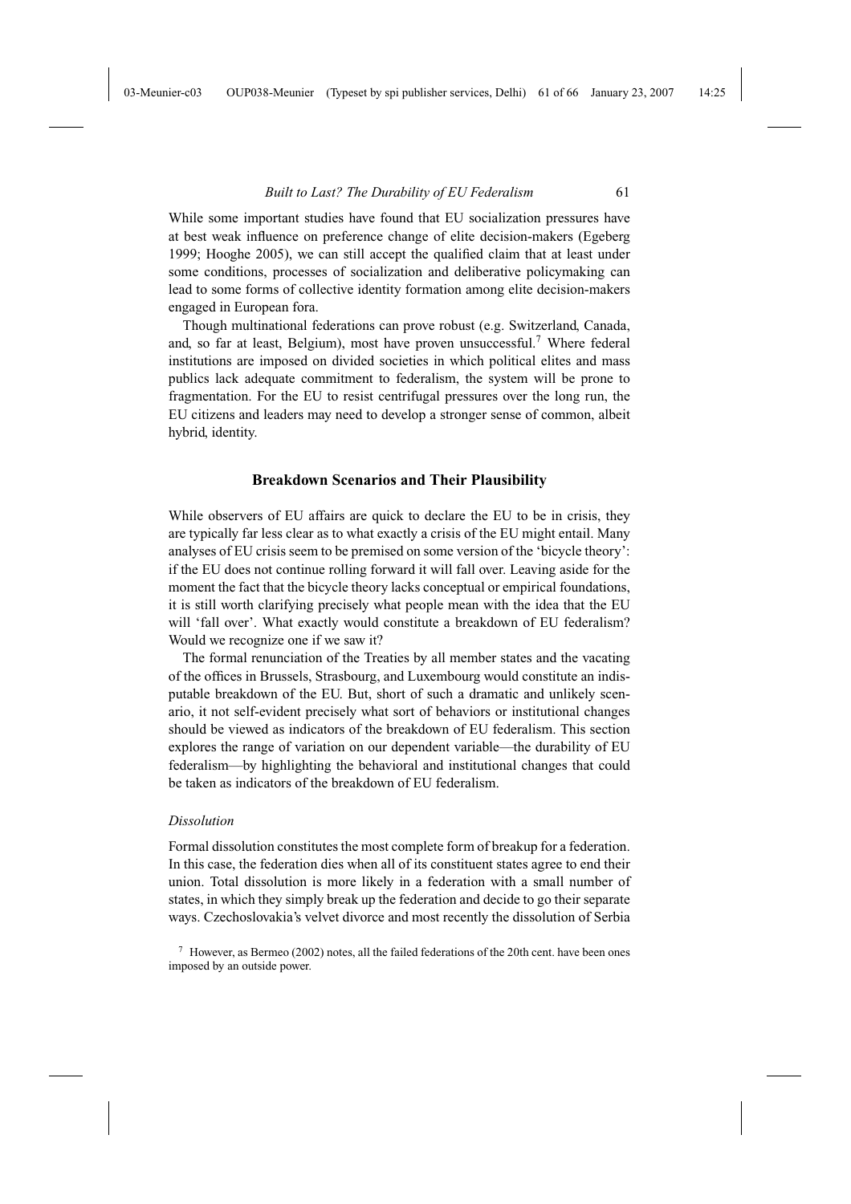While some important studies have found that EU socialization pressures have at best weak influence on preference change of elite decision-makers (Egeberg 1999; Hooghe 2005), we can still accept the qualified claim that at least under some conditions, processes of socialization and deliberative policymaking can lead to some forms of collective identity formation among elite decision-makers engaged in European fora.

Though multinational federations can prove robust (e.g. Switzerland, Canada, and, so far at least, Belgium), most have proven unsuccessful.[7] Where federal institutions are imposed on divided societies in which political elites and mass publics lack adequate commitment to federalism, the system will be prone to fragmentation. For the EU to resist centrifugal pressures over the long run, the EU citizens and leaders may need to develop a stronger sense of common, albeit hybrid, identity.

## Breakdown Scenarios and Their Plausibility

While observers of EU affairs are quick to declare the EU to be in crisis, they are typically far less clear as to what exactly a crisis of the EU might entail. Many analyses of EU crisis seem to be premised on some version of the 'bicycle theory': if the EU does not continue rolling forward it will fall over. Leaving aside for the moment the fact that the bicycle theory lacks conceptual or empirical foundations, it is still worth clarifying precisely what people mean with the idea that the EU will 'fall over'. What exactly would constitute a breakdown of EU federalism? Would we recognize one if we saw it?

The formal renunciation of the Treaties by all member states and the vacating of the offices in Brussels, Strasbourg, and Luxembourg would constitute an indisputable breakdown of the EU. But, short of such a dramatic and unlikely scenario, it not self-evident precisely what sort of behaviors or institutional changes should be viewed as indicators of the breakdown of EU federalism. This section explores the range of variation on our dependent variable—the durability of EU federalism—by highlighting the behavioral and institutional changes that could be taken as indicators of the breakdown of EU federalism.

### *Dissolution*

Formal dissolution constitutes the most complete form of breakup for a federation. In this case, the federation dies when all of its constituent states agree to end their union. Total dissolution is more likely in a federation with a small number of states, in which they simply break up the federation and decide to go their separate ways. Czechoslovakia's velvet divorce and most recently the dissolution of Serbia

[7] However, as Bermeo (2002) notes, all the failed federations of the 20th cent. have been ones imposed by an outside power.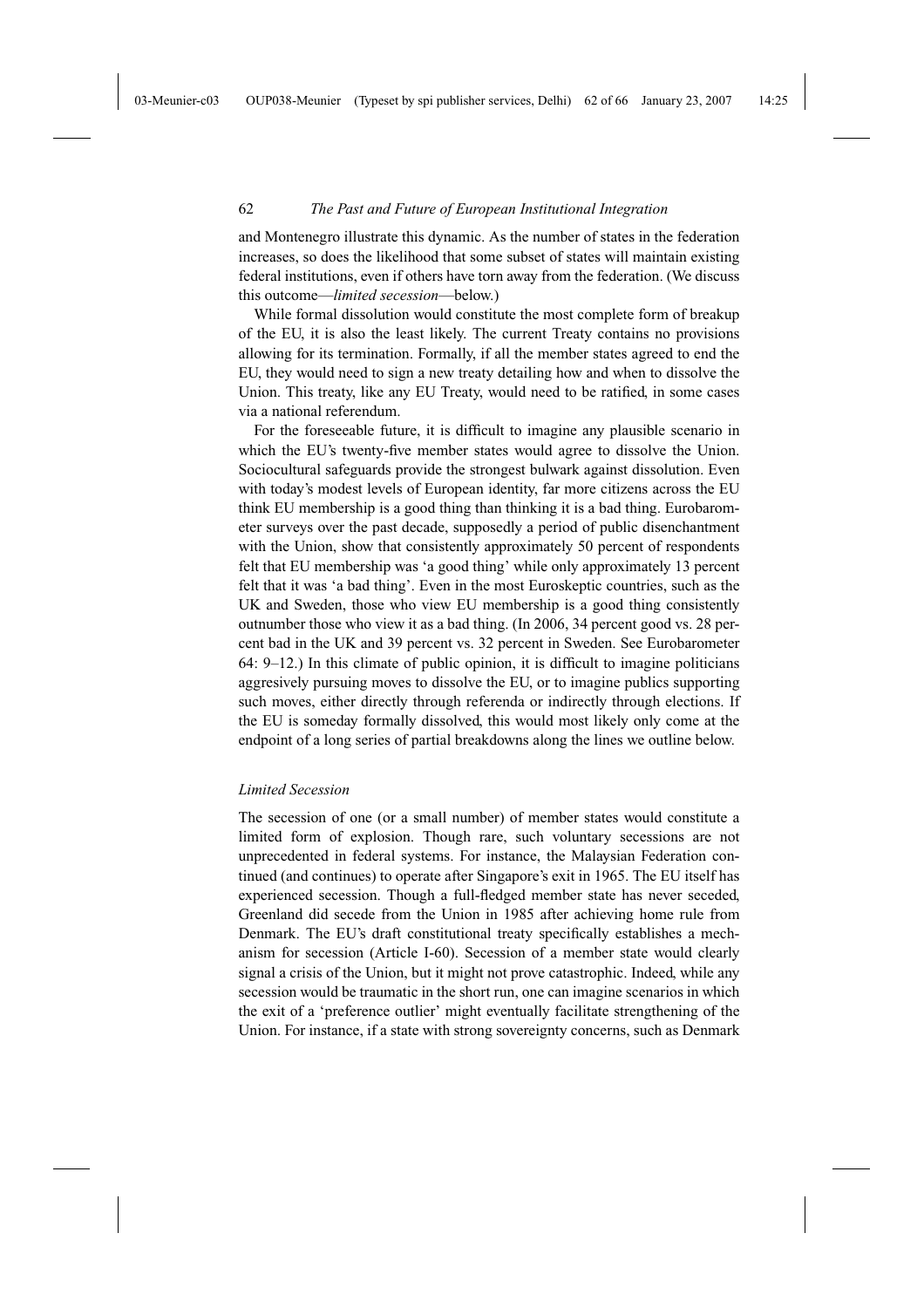and Montenegro illustrate this dynamic. As the number of states in the federation increases, so does the likelihood that some subset of states will maintain existing federal institutions, even if others have torn away from the federation. (We discuss this outcome—*limited secession*—below.)

While formal dissolution would constitute the most complete form of breakup of the EU, it is also the least likely. The current Treaty contains no provisions allowing for its termination. Formally, if all the member states agreed to end the EU, they would need to sign a new treaty detailing how and when to dissolve the Union. This treaty, like any EU Treaty, would need to be ratified, in some cases via a national referendum.

For the foreseeable future, it is difficult to imagine any plausible scenario in which the EU's twenty-five member states would agree to dissolve the Union. Sociocultural safeguards provide the strongest bulwark against dissolution. Even with today's modest levels of European identity, far more citizens across the EU think EU membership is a good thing than thinking it is a bad thing. Eurobarometer surveys over the past decade, supposedly a period of public disenchantment with the Union, show that consistently approximately 50 percent of respondents felt that EU membership was 'a good thing' while only approximately 13 percent felt that it was 'a bad thing'. Even in the most Euroskeptic countries, such as the UK and Sweden, those who view EU membership is a good thing consistently outnumber those who view it as a bad thing. (In 2006, 34 percent good vs. 28 percent bad in the UK and 39 percent vs. 32 percent in Sweden. See Eurobarometer 64: 9–12.) In this climate of public opinion, it is difficult to imagine politicians aggresively pursuing moves to dissolve the EU, or to imagine publics supporting such moves, either directly through referenda or indirectly through elections. If the EU is someday formally dissolved, this would most likely only come at the endpoint of a long series of partial breakdowns along the lines we outline below.

### *Limited Secession*

The secession of one (or a small number) of member states would constitute a limited form of explosion. Though rare, such voluntary secessions are not unprecedented in federal systems. For instance, the Malaysian Federation continued (and continues) to operate after Singapore's exit in 1965. The EU itself has experienced secession. Though a full-fledged member state has never seceded, Greenland did secede from the Union in 1985 after achieving home rule from Denmark. The EU's draft constitutional treaty specifically establishes a mechanism for secession (Article I-60). Secession of a member state would clearly signal a crisis of the Union, but it might not prove catastrophic. Indeed, while any secession would be traumatic in the short run, one can imagine scenarios in which the exit of a 'preference outlier' might eventually facilitate strengthening of the Union. For instance, if a state with strong sovereignty concerns, such as Denmark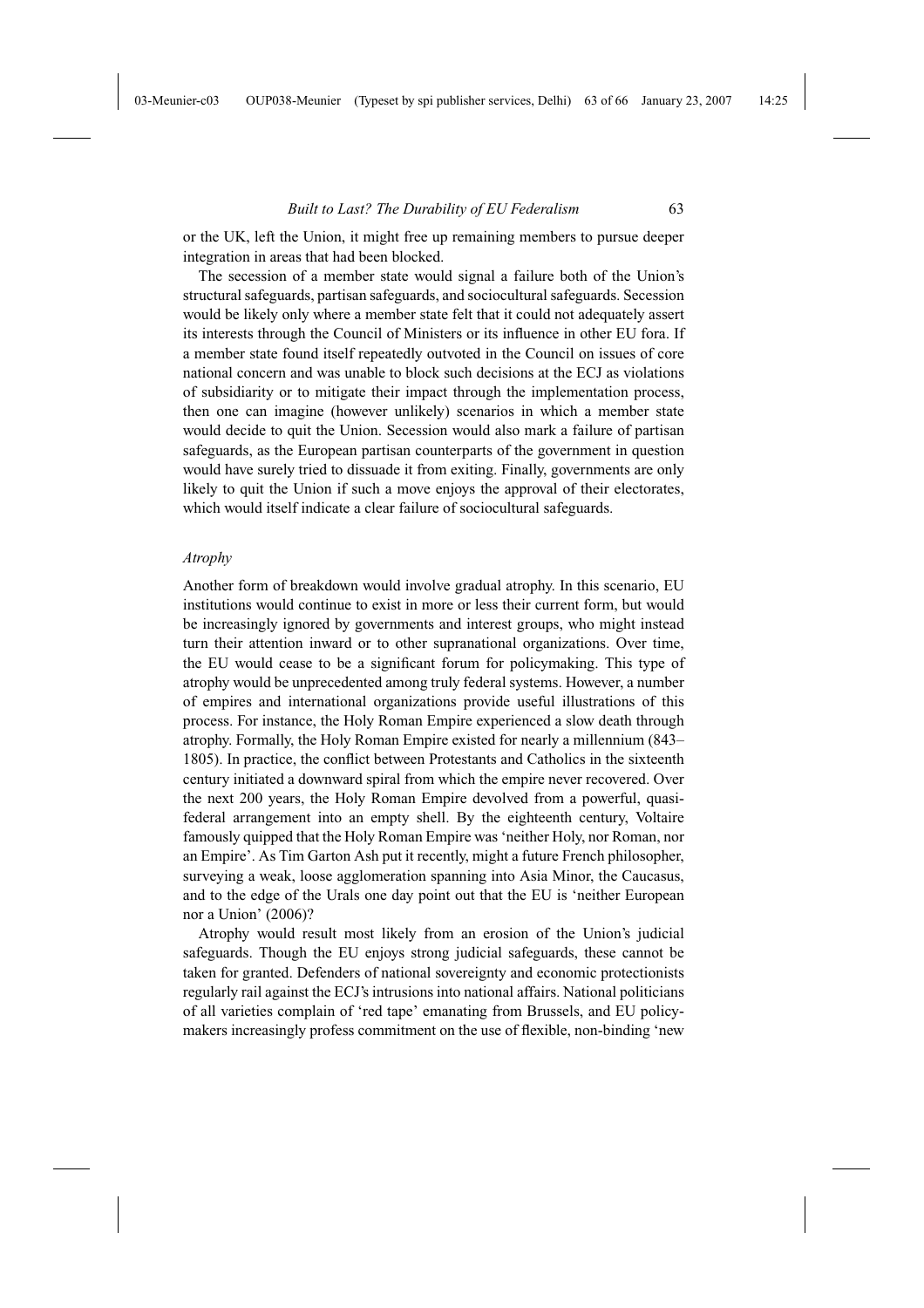or the UK, left the Union, it might free up remaining members to pursue deeper integration in areas that had been blocked.

The secession of a member state would signal a failure both of the Union's structural safeguards, partisan safeguards, and sociocultural safeguards. Secession would be likely only where a member state felt that it could not adequately assert its interests through the Council of Ministers or its influence in other EU fora. If a member state found itself repeatedly outvoted in the Council on issues of core national concern and was unable to block such decisions at the ECJ as violations of subsidiarity or to mitigate their impact through the implementation process, then one can imagine (however unlikely) scenarios in which a member state would decide to quit the Union. Secession would also mark a failure of partisan safeguards, as the European partisan counterparts of the government in question would have surely tried to dissuade it from exiting. Finally, governments are only likely to quit the Union if such a move enjoys the approval of their electorates, which would itself indicate a clear failure of sociocultural safeguards.

### *Atrophy*

Another form of breakdown would involve gradual atrophy. In this scenario, EU institutions would continue to exist in more or less their current form, but would be increasingly ignored by governments and interest groups, who might instead turn their attention inward or to other supranational organizations. Over time, the EU would cease to be a significant forum for policymaking. This type of atrophy would be unprecedented among truly federal systems. However, a number of empires and international organizations provide useful illustrations of this process. For instance, the Holy Roman Empire experienced a slow death through atrophy. Formally, the Holy Roman Empire existed for nearly a millennium (843–1805). In practice, the conflict between Protestants and Catholics in the sixteenth century initiated a downward spiral from which the empire never recovered. Over the next 200 years, the Holy Roman Empire devolved from a powerful, quasi-federal arrangement into an empty shell. By the eighteenth century, Voltaire famously quipped that the Holy Roman Empire was 'neither Holy, nor Roman, nor an Empire'. As Tim Garton Ash put it recently, might a future French philosopher, surveying a weak, loose agglomeration spanning into Asia Minor, the Caucasus, and to the edge of the Urals one day point out that the EU is 'neither European nor a Union' (2006)?

Atrophy would result most likely from an erosion of the Union's judicial safeguards. Though the EU enjoys strong judicial safeguards, these cannot be taken for granted. Defenders of national sovereignty and economic protectionists regularly rail against the ECJ's intrusions into national affairs. National politicians of all varieties complain of 'red tape' emanating from Brussels, and EU policy-makers increasingly profess commitment on the use of flexible, non-binding 'new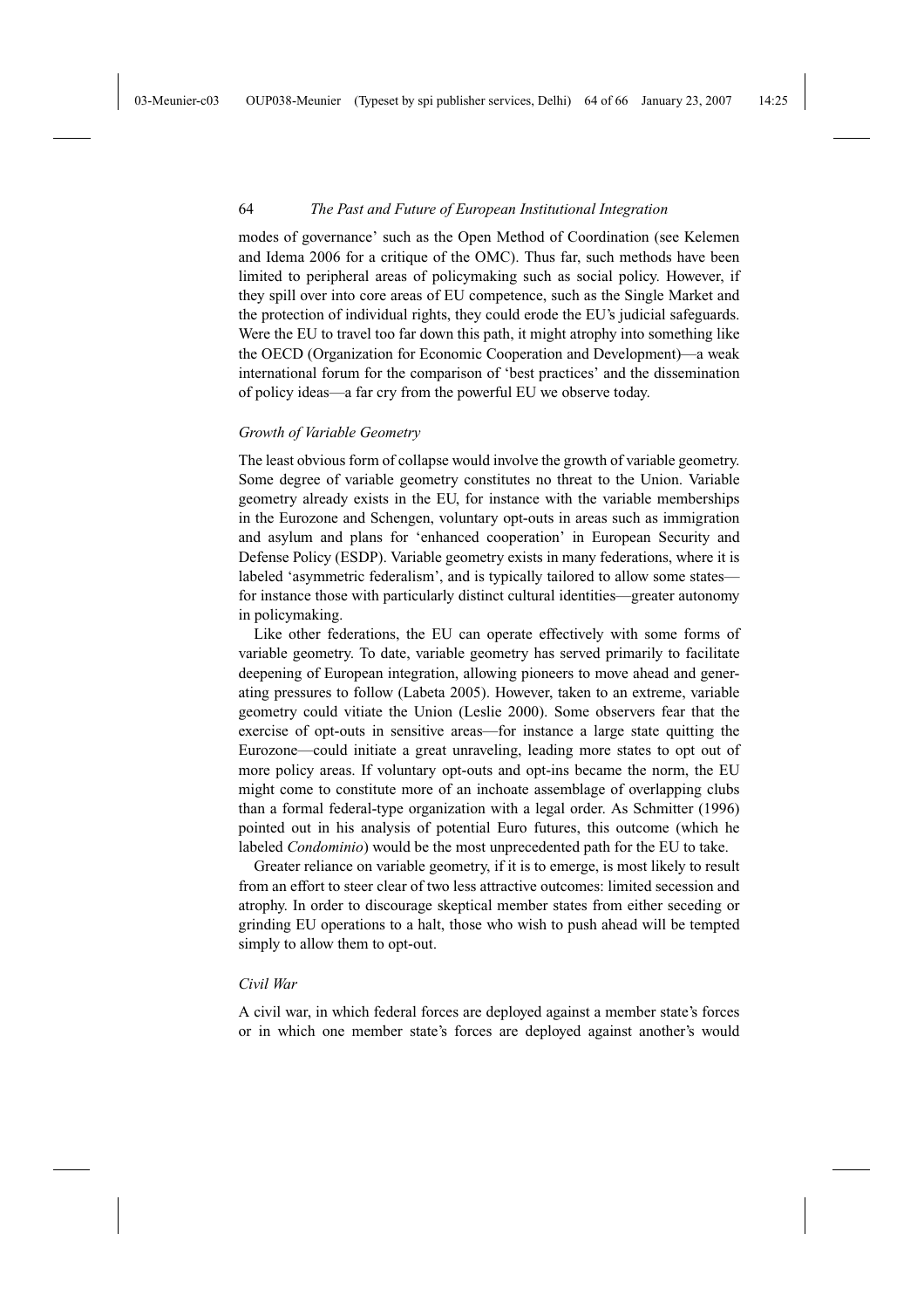modes of governance' such as the Open Method of Coordination (see Kelemen and Idema 2006 for a critique of the OMC). Thus far, such methods have been limited to peripheral areas of policymaking such as social policy. However, if they spill over into core areas of EU competence, such as the Single Market and the protection of individual rights, they could erode the EU's judicial safeguards. Were the EU to travel too far down this path, it might atrophy into something like the OECD (Organization for Economic Cooperation and Development)—a weak international forum for the comparison of 'best practices' and the dissemination of policy ideas—a far cry from the powerful EU we observe today.

### *Growth of Variable Geometry*

The least obvious form of collapse would involve the growth of variable geometry. Some degree of variable geometry constitutes no threat to the Union. Variable geometry already exists in the EU, for instance with the variable memberships in the Eurozone and Schengen, voluntary opt-outs in areas such as immigration and asylum and plans for 'enhanced cooperation' in European Security and Defense Policy (ESDP). Variable geometry exists in many federations, where it is labeled 'asymmetric federalism', and is typically tailored to allow some states—for instance those with particularly distinct cultural identities—greater autonomy in policymaking.

Like other federations, the EU can operate effectively with some forms of variable geometry. To date, variable geometry has served primarily to facilitate deepening of European integration, allowing pioneers to move ahead and generating pressures to follow (Labeta 2005). However, taken to an extreme, variable geometry could vitiate the Union (Leslie 2000). Some observers fear that the exercise of opt-outs in sensitive areas—for instance a large state quitting the Eurozone—could initiate a great unraveling, leading more states to opt out of more policy areas. If voluntary opt-outs and opt-ins became the norm, the EU might come to constitute more of an inchoate assemblage of overlapping clubs than a formal federal-type organization with a legal order. As Schmitter (1996) pointed out in his analysis of potential Euro futures, this outcome (which he labeled *Condominio*) would be the most unprecedented path for the EU to take.

Greater reliance on variable geometry, if it is to emerge, is most likely to result from an effort to steer clear of two less attractive outcomes: limited secession and atrophy. In order to discourage skeptical member states from either seceding or grinding EU operations to a halt, those who wish to push ahead will be tempted simply to allow them to opt-out.

### *Civil War*

A civil war, in which federal forces are deployed against a member state's forces or in which one member state's forces are deployed against another's would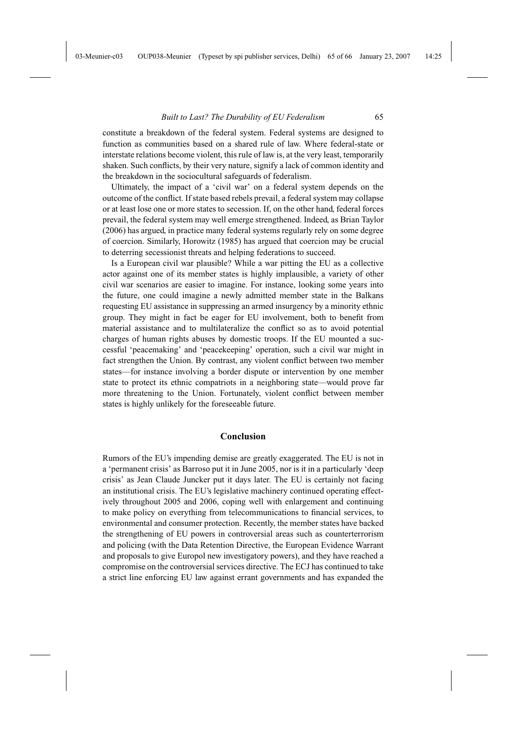constitute a breakdown of the federal system. Federal systems are designed to function as communities based on a shared rule of law. Where federal-state or interstate relations become violent, this rule of law is, at the very least, temporarily shaken. Such conflicts, by their very nature, signify a lack of common identity and the breakdown in the sociocultural safeguards of federalism.

Ultimately, the impact of a 'civil war' on a federal system depends on the outcome of the conflict. If state based rebels prevail, a federal system may collapse or at least lose one or more states to secession. If, on the other hand, federal forces prevail, the federal system may well emerge strengthened. Indeed, as Brian Taylor (2006) has argued, in practice many federal systems regularly rely on some degree of coercion. Similarly, Horowitz (1985) has argued that coercion may be crucial to deterring secessionist threats and helping federations to succeed.

Is a European civil war plausible? While a war pitting the EU as a collective actor against one of its member states is highly implausible, a variety of other civil war scenarios are easier to imagine. For instance, looking some years into the future, one could imagine a newly admitted member state in the Balkans requesting EU assistance in suppressing an armed insurgency by a minority ethnic group. They might in fact be eager for EU involvement, both to benefit from material assistance and to multilateralize the conflict so as to avoid potential charges of human rights abuses by domestic troops. If the EU mounted a successful 'peacemaking' and 'peacekeeping' operation, such a civil war might in fact strengthen the Union. By contrast, any violent conflict between two member states—for instance involving a border dispute or intervention by one member state to protect its ethnic compatriots in a neighboring state—would prove far more threatening to the Union. Fortunately, violent conflict between member states is highly unlikely for the foreseeable future.

## Conclusion

Rumors of the EU's impending demise are greatly exaggerated. The EU is not in a 'permanent crisis' as Barroso put it in June 2005, nor is it in a particularly 'deep crisis' as Jean Claude Juncker put it days later. The EU is certainly not facing an institutional crisis. The EU's legislative machinery continued operating effectively throughout 2005 and 2006, coping well with enlargement and continuing to make policy on everything from telecommunications to financial services, to environmental and consumer protection. Recently, the member states have backed the strengthening of EU powers in controversial areas such as counterterrorism and policing (with the Data Retention Directive, the European Evidence Warrant and proposals to give Europol new investigatory powers), and they have reached a compromise on the controversial services directive. The ECJ has continued to take a strict line enforcing EU law against errant governments and has expanded the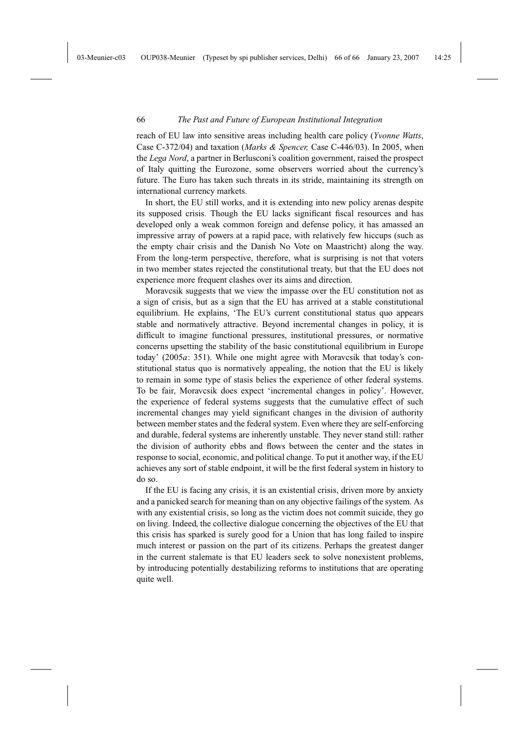reach of EU law into sensitive areas including health care policy (*Yvonne Watts*, Case C-372/04) and taxation (*Marks & Spencer,* Case C-446/03). In 2005, when the *Lega Nord*, a partner in Berlusconi's coalition government, raised the prospect of Italy quitting the Eurozone, some observers worried about the currency's future. The Euro has taken such threats in its stride, maintaining its strength on international currency markets.

In short, the EU still works, and it is extending into new policy arenas despite its supposed crisis. Though the EU lacks significant fiscal resources and has developed only a weak common foreign and defense policy, it has amassed an impressive array of powers at a rapid pace, with relatively few hiccups (such as the empty chair crisis and the Danish No Vote on Maastricht) along the way. From the long-term perspective, therefore, what is surprising is not that voters in two member states rejected the constitutional treaty, but that the EU does not experience more frequent clashes over its aims and direction.

Moravcsik suggests that we view the impasse over the EU constitution not as a sign of crisis, but as a sign that the EU has arrived at a stable constitutional equilibrium. He explains, 'The EU's current constitutional status quo appears stable and normatively attractive. Beyond incremental changes in policy, it is difficult to imagine functional pressures, institutional pressures, or normative concerns upsetting the stability of the basic constitutional equilibrium in Europe today' (2005*a*: 351). While one might agree with Moravcsik that today's constitutional status quo is normatively appealing, the notion that the EU is likely to remain in some type of stasis belies the experience of other federal systems. To be fair, Moravcsik does expect 'incremental changes in policy'. However, the experience of federal systems suggests that the cumulative effect of such incremental changes may yield significant changes in the division of authority between member states and the federal system. Even where they are self-enforcing and durable, federal systems are inherently unstable. They never stand still: rather the division of authority ebbs and flows between the center and the states in response to social, economic, and political change. To put it another way, if the EU achieves any sort of stable endpoint, it will be the first federal system in history to do so.

If the EU is facing any crisis, it is an existential crisis, driven more by anxiety and a panicked search for meaning than on any objective failings of the system. As with any existential crisis, so long as the victim does not commit suicide, they go on living. Indeed, the collective dialogue concerning the objectives of the EU that this crisis has sparked is surely good for a Union that has long failed to inspire much interest or passion on the part of its citizens. Perhaps the greatest danger in the current stalemate is that EU leaders seek to solve nonexistent problems, by introducing potentially destabilizing reforms to institutions that are operating quite well.